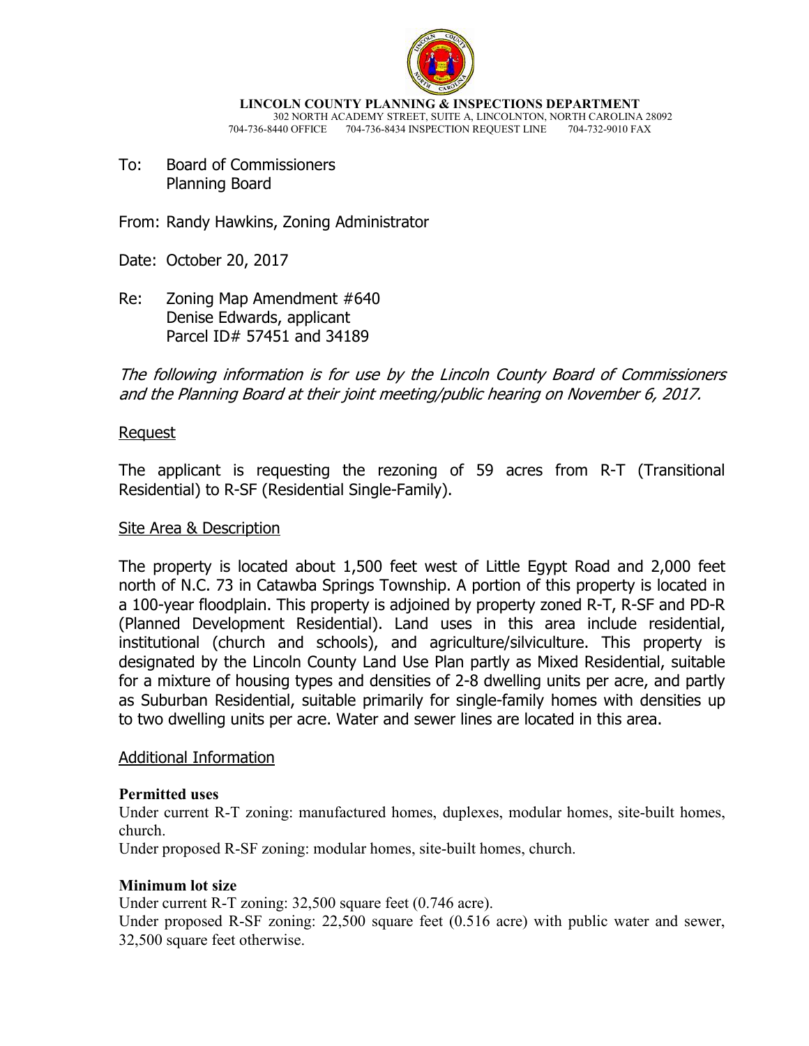**LINCOLN COUNTY PLANNING & INSPECTIONS DEPARTMENT**
302 NORTH ACADEMY STREET, SUITE A, LINCOLNTON, NORTH CAROLINA 28092
704-736-8440 OFFICE 704-736-8434 INSPECTION REQUEST LINE 704-732-9010 FAX

To: Board of Commissioners
Planning Board

From: Randy Hawkins, Zoning Administrator

Date: October 20, 2017

Re: Zoning Map Amendment #640
Denise Edwards, applicant
Parcel ID# 57451 and 34189

*The following information is for use by the Lincoln County Board of Commissioners and the Planning Board at their joint meeting/public hearing on November 6, 2017.*

## Request

The applicant is requesting the rezoning of 59 acres from R-T (Transitional Residential) to R-SF (Residential Single-Family).

## Site Area & Description

The property is located about 1,500 feet west of Little Egypt Road and 2,000 feet north of N.C. 73 in Catawba Springs Township. A portion of this property is located in a 100-year floodplain. This property is adjoined by property zoned R-T, R-SF and PD-R (Planned Development Residential). Land uses in this area include residential, institutional (church and schools), and agriculture/silviculture. This property is designated by the Lincoln County Land Use Plan partly as Mixed Residential, suitable for a mixture of housing types and densities of 2-8 dwelling units per acre, and partly as Suburban Residential, suitable primarily for single-family homes with densities up to two dwelling units per acre. Water and sewer lines are located in this area.

## Additional Information

**Permitted uses**

Under current R-T zoning: manufactured homes, duplexes, modular homes, site-built homes, church.

Under proposed R-SF zoning: modular homes, site-built homes, church.

**Minimum lot size**

Under current R-T zoning: 32,500 square feet (0.746 acre).

Under proposed R-SF zoning: 22,500 square feet (0.516 acre) with public water and sewer, 32,500 square feet otherwise.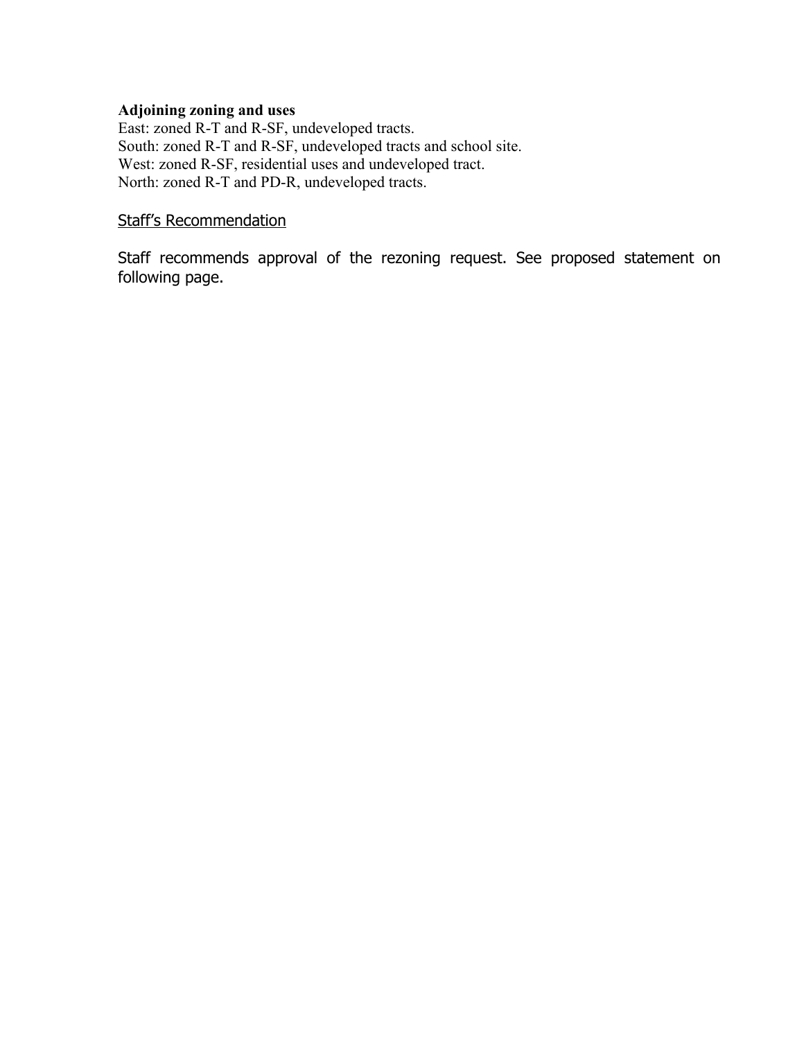**Adjoining zoning and uses**

East: zoned R-T and R-SF, undeveloped tracts.
South: zoned R-T and R-SF, undeveloped tracts and school site.
West: zoned R-SF, residential uses and undeveloped tract.
North: zoned R-T and PD-R, undeveloped tracts.

## Staff's Recommendation

Staff recommends approval of the rezoning request. See proposed statement on following page.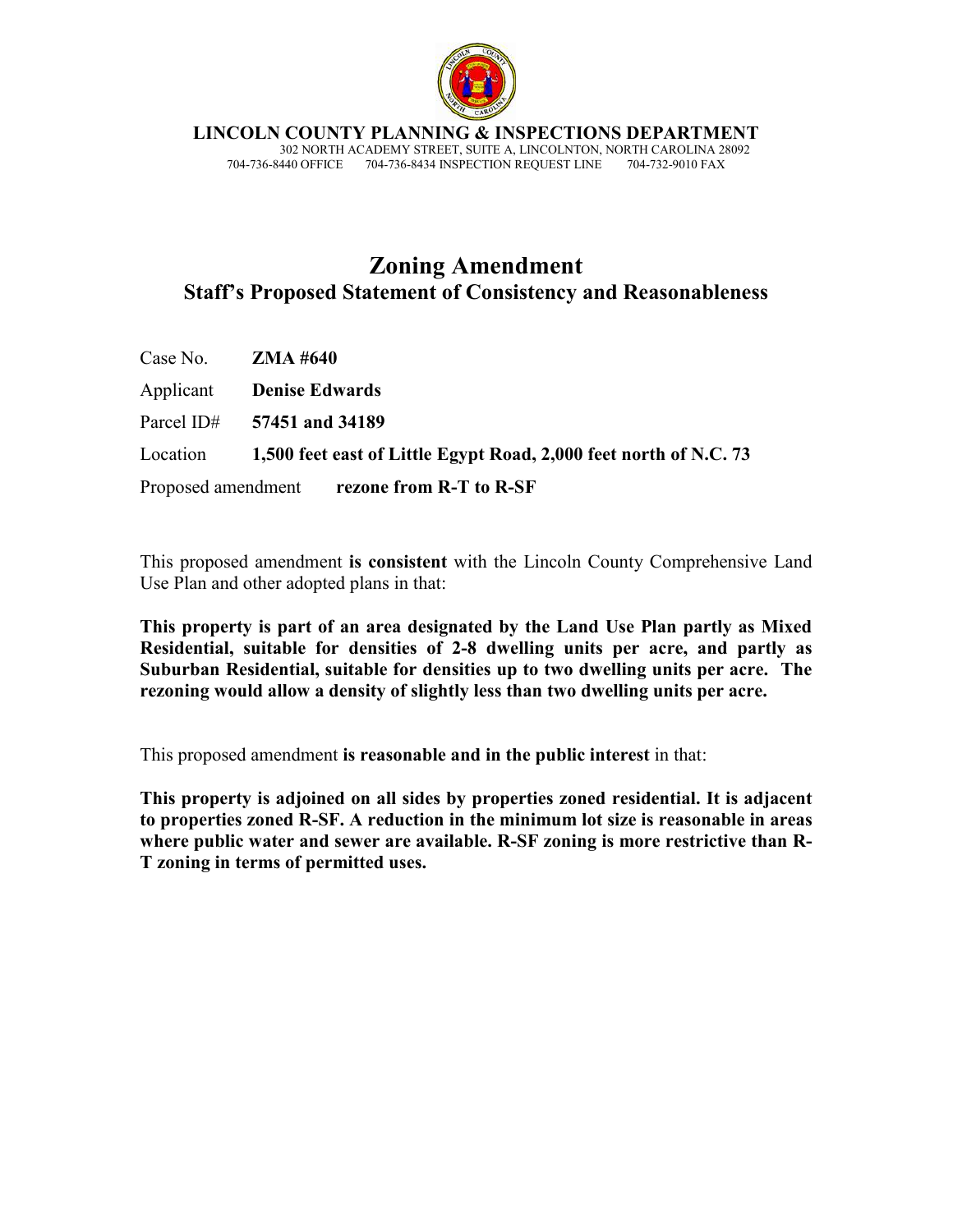**LINCOLN COUNTY PLANNING & INSPECTIONS DEPARTMENT**
302 NORTH ACADEMY STREET, SUITE A, LINCOLNTON, NORTH CAROLINA 28092
704-736-8440 OFFICE 704-736-8434 INSPECTION REQUEST LINE 704-732-9010 FAX

# Zoning Amendment
## Staff's Proposed Statement of Consistency and Reasonableness

Case No. **ZMA #640**

Applicant **Denise Edwards**

Parcel ID# **57451 and 34189**

Location **1,500 feet east of Little Egypt Road, 2,000 feet north of N.C. 73**

Proposed amendment **rezone from R-T to R-SF**

This proposed amendment **is consistent** with the Lincoln County Comprehensive Land Use Plan and other adopted plans in that:

**This property is part of an area designated by the Land Use Plan partly as Mixed Residential, suitable for densities of 2-8 dwelling units per acre, and partly as Suburban Residential, suitable for densities up to two dwelling units per acre. The rezoning would allow a density of slightly less than two dwelling units per acre.**

This proposed amendment **is reasonable and in the public interest** in that:

**This property is adjoined on all sides by properties zoned residential. It is adjacent to properties zoned R-SF. A reduction in the minimum lot size is reasonable in areas where public water and sewer are available. R-SF zoning is more restrictive than R-T zoning in terms of permitted uses.**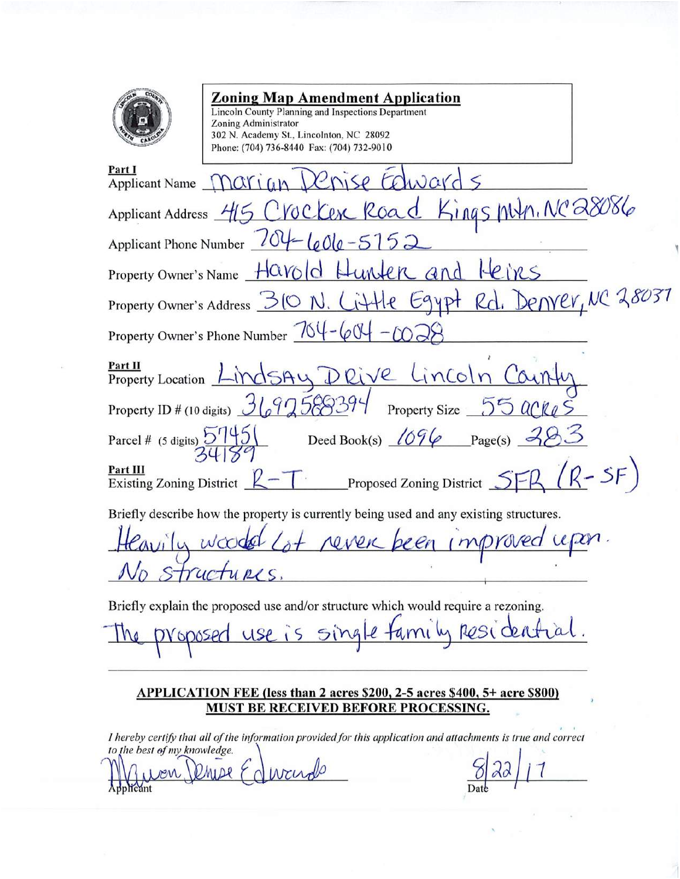## Zoning Map Amendment Application

Lincoln County Planning and Inspections Department
Zoning Administrator
302 N. Academy St., Lincolnton, NC 28092
Phone: (704) 736-8440 Fax: (704) 732-9010

**Part I**

Applicant Name: Marian Denise Edwards

Applicant Address: 415 Crocker Road Kings Mtn. NC 28086

Applicant Phone Number: 704-606-5152

Property Owner's Name: Harold Hunter and Heirs

Property Owner's Address: 310 N. Little Egypt Rd. Denver, NC 28037

Property Owner's Phone Number: 704-604-0028

**Part II**

Property Location: Lindsay Drive Lincoln County

Property ID # (10 digits): 3692588394 Property Size: 55 acres

Parcel # (5 digits): 57451 34189 Deed Book(s): 1096 Page(s): 283

**Part III**

Existing Zoning District: R-T Proposed Zoning District: SFR (R-SF)

Briefly describe how the property is currently being used and any existing structures.

Heavily wooded Lot never been improved upon. No structures.

Briefly explain the proposed use and/or structure which would require a rezoning.

The proposed use is single family residential.

**APPLICATION FEE (less than 2 acres $200, 2-5 acres $400, 5+ acre $800) MUST BE RECEIVED BEFORE PROCESSING.**

*I hereby certify that all of the information provided for this application and attachments is true and correct to the best of my knowledge.*

Marian Denise Edwards
Applicant

8/22/17
Date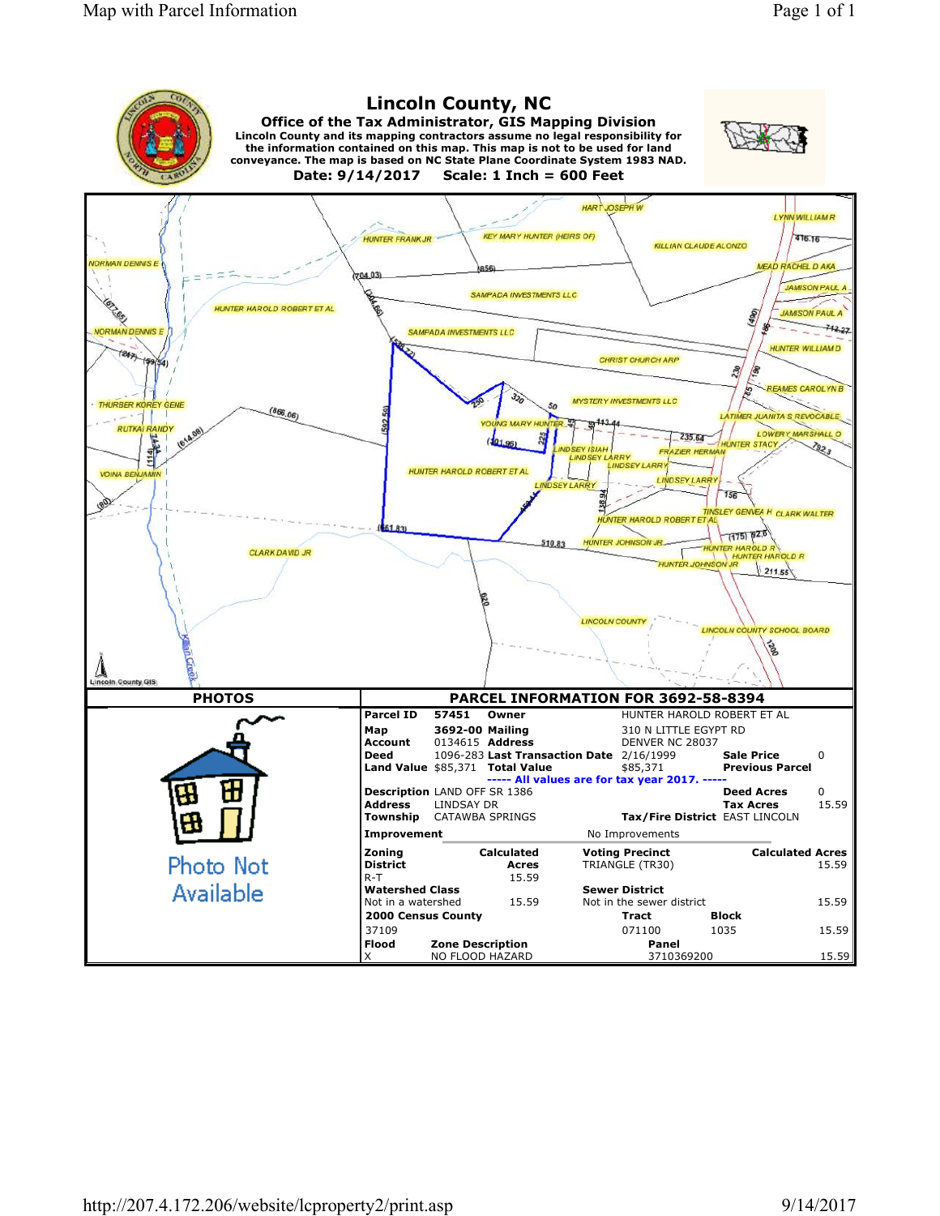# Lincoln County, NC

**Office of the Tax Administrator, GIS Mapping Division**

**Lincoln County and its mapping contractors assume no legal responsibility for the information contained on this map. This map is not to be used for land conveyance. The map is based on NC State Plane Coordinate System 1983 NAD.**

**Date: 9/14/2017 Scale: 1 Inch = 600 Feet**

## PHOTOS

Photo Not Available

## PARCEL INFORMATION FOR 3692-58-8394

| | | | | | |
|---|---|---|---|---|---|
| **Parcel ID** | 57451 | **Owner** | HUNTER HAROLD ROBERT ET AL | | |
| **Map** | 3692-00 | **Mailing** | 310 N LITTLE EGYPT RD | | |
| **Account** | 0134615 | **Address** | DENVER NC 28037 | | |
| **Deed** | 1096-283 | **Last Transaction Date** | 2/16/1999 | **Sale Price** | 0 |
| **Land Value** | $85,371 | **Total Value** | $85,371 | **Previous Parcel** | |

----- All values are for tax year 2017. -----

| | | | | | |
|---|---|---|---|---|---|
| **Description** | LAND OFF SR 1386 | | | **Deed Acres** | 0 |
| **Address** | LINDSAY DR | | | **Tax Acres** | 15.59 |
| **Township** | CATAWBA SPRINGS | **Tax/Fire District** | EAST LINCOLN | | |
| **Improvement** | | No Improvements | | | |

| **Zoning District** | **Calculated Acres** | **Voting Precinct** | | **Calculated Acres** |
|---|---|---|---|---|
| R-T | 15.59 | TRIANGLE (TR30) | | 15.59 |
| **Watershed Class** | | **Sewer District** | | |
| Not in a watershed | 15.59 | Not in the sewer district | | 15.59 |
| **2000 Census County** | | **Tract** | **Block** | |
| 37109 | | 071100 | 1035 | 15.59 |
| **Flood** | **Zone Description** | **Panel** | | |
| X | NO FLOOD HAZARD | 3710369200 | | 15.59 |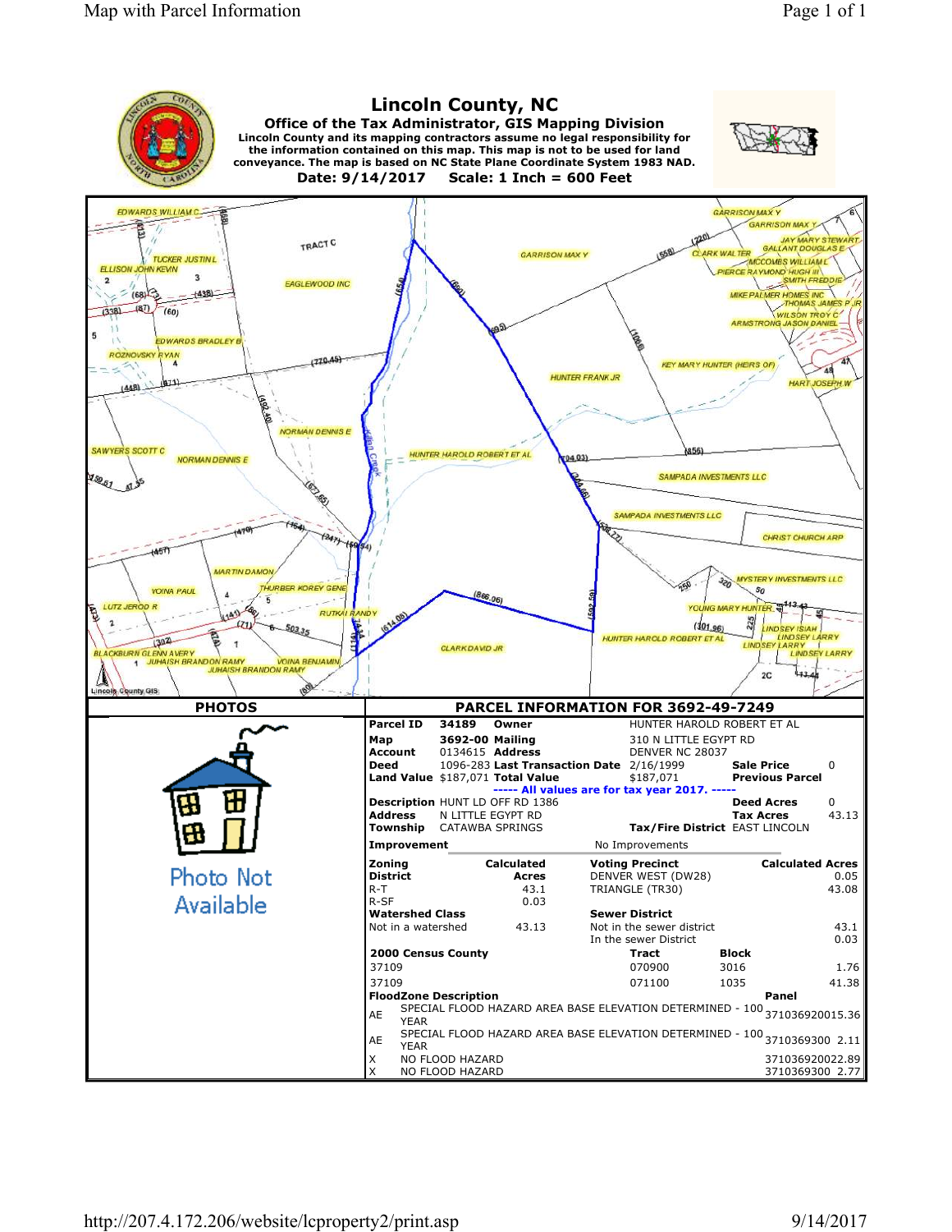# Lincoln County, NC

**Office of the Tax Administrator, GIS Mapping Division**

**Lincoln County and its mapping contractors assume no legal responsibility for the information contained on this map. This map is not to be used for land conveyance. The map is based on NC State Plane Coordinate System 1983 NAD.**

**Date: 9/14/2017    Scale: 1 Inch = 600 Feet**

## PHOTOS

Photo Not Available

## PARCEL INFORMATION FOR 3692-49-7249

| | | | | | |
|---|---|---|---|---|---|
| **Parcel ID** | 34189 | **Owner** | HUNTER HAROLD ROBERT ET AL | | |
| **Map** | 3692-00 | **Mailing** | 310 N LITTLE EGYPT RD | | |
| **Account** | 0134615 | **Address** | DENVER NC 28037 | | |
| **Deed** | 1096-283 | **Last Transaction Date** | 2/16/1999 | **Sale Price** | 0 |
| **Land Value** | $187,071 | **Total Value** | $187,071 | **Previous Parcel** | |

----- All values are for tax year 2017. -----

| | | | |
|---|---|---|---|
| **Description** | HUNT LD OFF RD 1386 | **Deed Acres** | 0 |
| **Address** | N LITTLE EGYPT RD | **Tax Acres** | 43.13 |
| **Township** | CATAWBA SPRINGS | **Tax/Fire District** | EAST LINCOLN |
| **Improvement** | No Improvements | | |

| **Zoning District** | **Calculated Acres** | **Voting Precinct** | **Calculated Acres** |
|---|---|---|---|
| R-T | 43.1 | DENVER WEST (DW28) | 0.05 |
| R-SF | 0.03 | TRIANGLE (TR30) | 43.08 |

| **Watershed Class** | | **Sewer District** | |
|---|---|---|---|
| Not in a watershed | 43.13 | Not in the sewer district | 43.1 |
| | | In the sewer District | 0.03 |

| **2000 Census County** | **Tract** | **Block** | |
|---|---|---|---|
| 37109 | 070900 | 3016 | 1.76 |
| 37109 | 071100 | 1035 | 41.38 |

| **FloodZone Description** | | **Panel** | |
|---|---|---|---|
| AE | SPECIAL FLOOD HAZARD AREA BASE ELEVATION DETERMINED - 100 YEAR | 3710369200 | 15.36 |
| AE | SPECIAL FLOOD HAZARD AREA BASE ELEVATION DETERMINED - 100 YEAR | 3710369300 | 2.11 |
| X | NO FLOOD HAZARD | 3710369200 | 22.89 |
| X | NO FLOOD HAZARD | 3710369300 | 2.77 |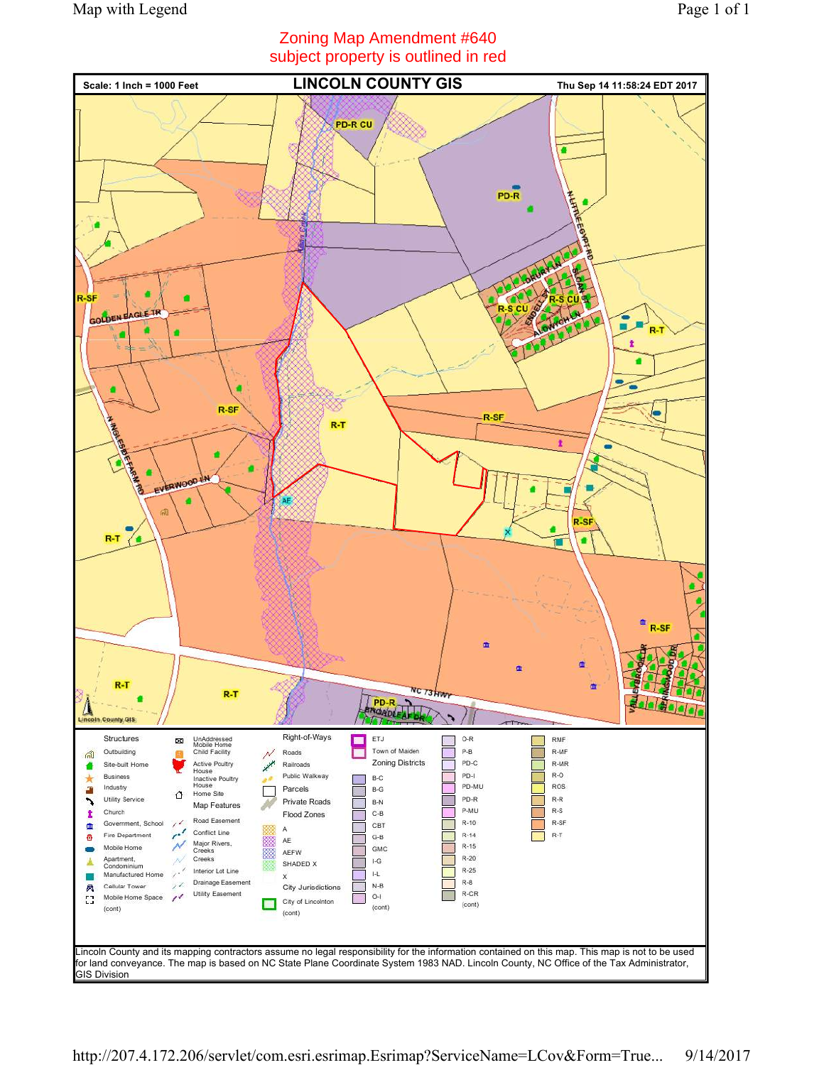# Zoning Map Amendment #640
subject property is outlined in red

**Scale: 1 Inch = 1000 Feet** **LINCOLN COUNTY GIS** **Thu Sep 14 11:58:24 EDT 2017**

PD-R CU
PD-R
N LITTLE EGYPT RD
DRURY LN
SLOAN ST
R-S CU
R-S CU
ENDELL ST
ALDWICH LN
R-T
R-SF
GOLDEN EAGLE TR
Mason Creek
R-SF
R-T
R-SF
N INGLESIDE FARM RD
EVERWOOD LN
AE
R-SF
R-T
R-SF
R-T
R-T
NC 73 HWY
PD-R
BROADLEAF DR
VALLEYBROOK DR
SPRINGWOOD DR
Lincoln County GIS

Structures
Outbuilding
Site-built Home
Business
Industry
Utility Service
Church
Government, School
Fire Department
Mobile Home
Apartment, Condominium
Manufactured Home
Cellular Tower
Mobile Home Space
(cont)

UnAddressed Mobile Home
Child Facility
Active Poultry House
Inactive Poultry House
Home Site
Map Features
Road Easement
Conflict Line
Major Rivers, Creeks
Creeks
Interior Lot Line
Drainage Easement
Utility Easement

Right-of-Ways
Roads
Railroads
Public Walkway
Parcels
Private Roads
Flood Zones
A
AE
AEFW
SHADED X
X
City Jurisdictions
City of Lincolnton
(cont)

ETJ
Town of Maiden
Zoning Districts
B-C
B-G
B-N
C-B
CBT
G-B
GMC
I-G
I-L
N-B
O-I
(cont)

O-R
P-B
PD-C
PD-I
PD-MU
PD-R
P-MU
R-10
R-14
R-15
R-20
R-25
R-8
R-CR
(cont)

RMF
R-MF
R-MR
R-O
ROS
R-R
R-S
R-SF
R-T

Lincoln County and its mapping contractors assume no legal responsibility for the information contained on this map. This map is not to be used for land conveyance. The map is based on NC State Plane Coordinate System 1983 NAD. Lincoln County, NC Office of the Tax Administrator, GIS Division